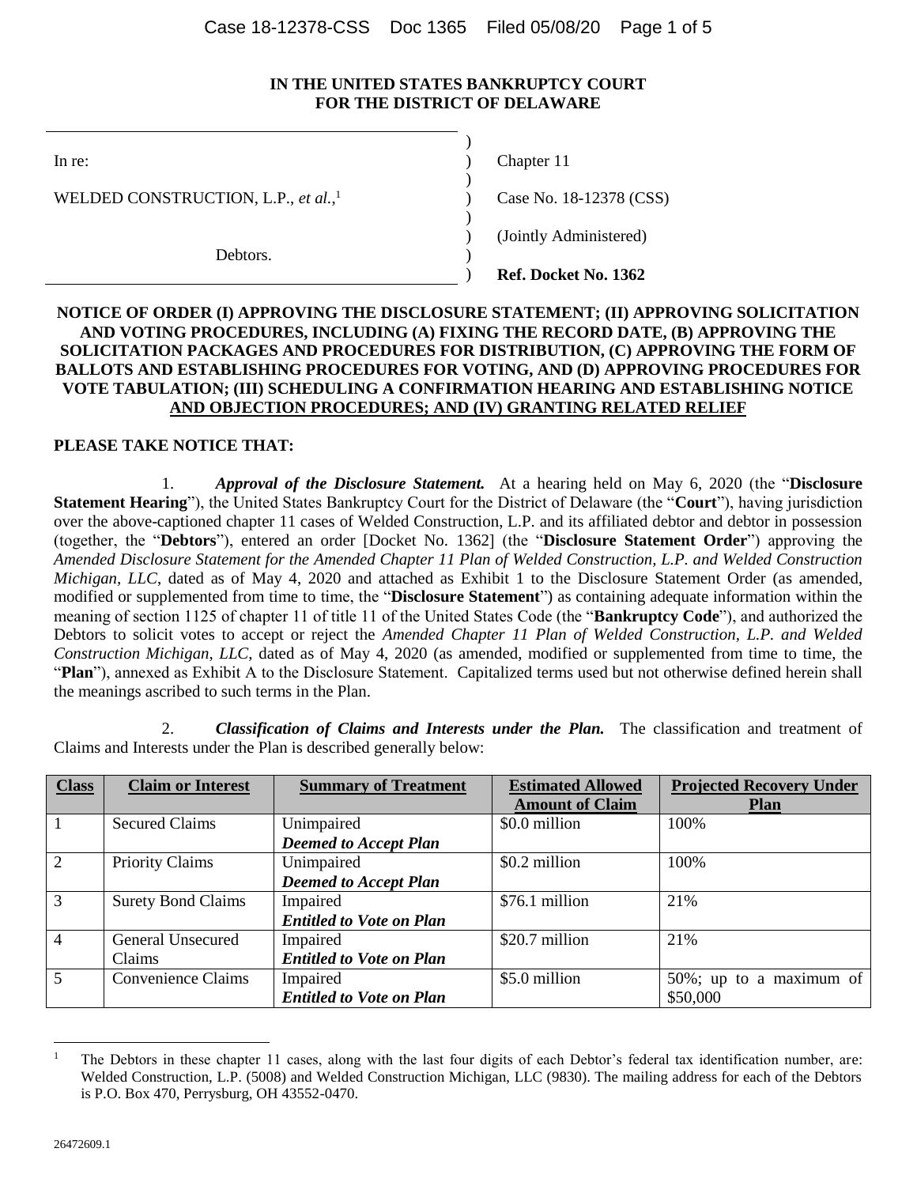**IN THE UNITED STATES BANKRUPTCY COURT**
**FOR THE DISTRICT OF DELAWARE**

| | | |
|---|---|---|
| In re: | ) | Chapter 11 |
| WELDED CONSTRUCTION, L.P., *et al.*,[1] | ) | Case No. 18-12378 (CSS) |
| | ) | (Jointly Administered) |
| Debtors. | ) | **Ref. Docket No. 1362** |

**NOTICE OF ORDER (I) APPROVING THE DISCLOSURE STATEMENT; (II) APPROVING SOLICITATION AND VOTING PROCEDURES, INCLUDING (A) FIXING THE RECORD DATE, (B) APPROVING THE SOLICITATION PACKAGES AND PROCEDURES FOR DISTRIBUTION, (C) APPROVING THE FORM OF BALLOTS AND ESTABLISHING PROCEDURES FOR VOTING, AND (D) APPROVING PROCEDURES FOR VOTE TABULATION; (III) SCHEDULING A CONFIRMATION HEARING AND ESTABLISHING NOTICE AND OBJECTION PROCEDURES; AND (IV) GRANTING RELATED RELIEF**

**PLEASE TAKE NOTICE THAT:**

1. ***Approval of the Disclosure Statement.*** At a hearing held on May 6, 2020 (the "**Disclosure Statement Hearing**"), the United States Bankruptcy Court for the District of Delaware (the "**Court**"), having jurisdiction over the above-captioned chapter 11 cases of Welded Construction, L.P. and its affiliated debtor and debtor in possession (together, the "**Debtors**"), entered an order [Docket No. 1362] (the "**Disclosure Statement Order**") approving the *Amended Disclosure Statement for the Amended Chapter 11 Plan of Welded Construction, L.P. and Welded Construction Michigan, LLC*, dated as of May 4, 2020 and attached as Exhibit 1 to the Disclosure Statement Order (as amended, modified or supplemented from time to time, the "**Disclosure Statement**") as containing adequate information within the meaning of section 1125 of chapter 11 of title 11 of the United States Code (the "**Bankruptcy Code**"), and authorized the Debtors to solicit votes to accept or reject the *Amended Chapter 11 Plan of Welded Construction, L.P. and Welded Construction Michigan, LLC*, dated as of May 4, 2020 (as amended, modified or supplemented from time to time, the "**Plan**"), annexed as Exhibit A to the Disclosure Statement. Capitalized terms used but not otherwise defined herein shall the meanings ascribed to such terms in the Plan.

2. ***Classification of Claims and Interests under the Plan.*** The classification and treatment of Claims and Interests under the Plan is described generally below:

| Class | Claim or Interest | Summary of Treatment | Estimated Allowed Amount of Claim | Projected Recovery Under Plan |
|---|---|---|---|---|
| 1 | Secured Claims | Unimpaired<br>***Deemed to Accept Plan*** | $0.0 million | 100% |
| 2 | Priority Claims | Unimpaired<br>***Deemed to Accept Plan*** | $0.2 million | 100% |
| 3 | Surety Bond Claims | Impaired<br>***Entitled to Vote on Plan*** | $76.1 million | 21% |
| 4 | General Unsecured Claims | Impaired<br>***Entitled to Vote on Plan*** | $20.7 million | 21% |
| 5 | Convenience Claims | Impaired<br>***Entitled to Vote on Plan*** | $5.0 million | 50%; up to a maximum of $50,000 |

[1] The Debtors in these chapter 11 cases, along with the last four digits of each Debtor's federal tax identification number, are: Welded Construction, L.P. (5008) and Welded Construction Michigan, LLC (9830). The mailing address for each of the Debtors is P.O. Box 470, Perrysburg, OH 43552-0470.

26472609.1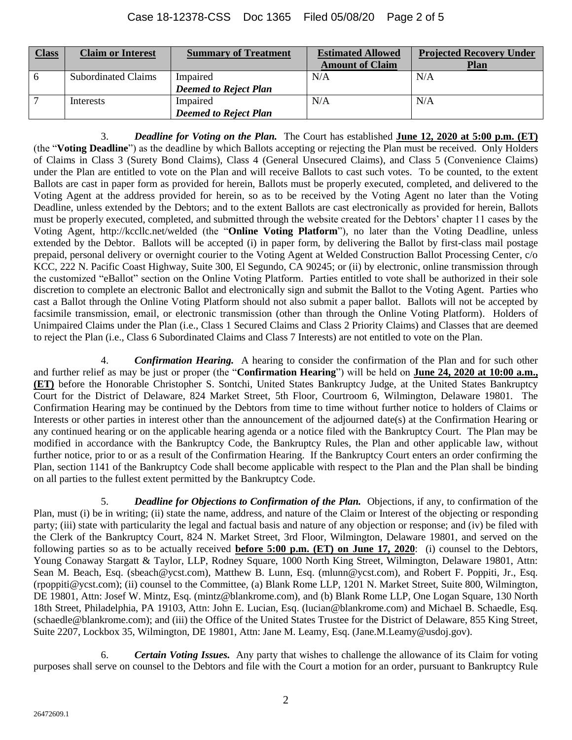| Class | Claim or Interest | Summary of Treatment | Estimated Allowed Amount of Claim | Projected Recovery Under Plan |
|---|---|---|---|---|
| 6 | Subordinated Claims | Impaired *Deemed to Reject Plan* | N/A | N/A |
| 7 | Interests | Impaired *Deemed to Reject Plan* | N/A | N/A |

3. ***Deadline for Voting on the Plan.*** The Court has established **June 12, 2020 at 5:00 p.m. (ET)** (the "**Voting Deadline**") as the deadline by which Ballots accepting or rejecting the Plan must be received. Only Holders of Claims in Class 3 (Surety Bond Claims), Class 4 (General Unsecured Claims), and Class 5 (Convenience Claims) under the Plan are entitled to vote on the Plan and will receive Ballots to cast such votes. To be counted, to the extent Ballots are cast in paper form as provided for herein, Ballots must be properly executed, completed, and delivered to the Voting Agent at the address provided for herein, so as to be received by the Voting Agent no later than the Voting Deadline, unless extended by the Debtors; and to the extent Ballots are cast electronically as provided for herein, Ballots must be properly executed, completed, and submitted through the website created for the Debtors' chapter 11 cases by the Voting Agent, http://kccllc.net/welded (the "**Online Voting Platform**"), no later than the Voting Deadline, unless extended by the Debtor. Ballots will be accepted (i) in paper form, by delivering the Ballot by first-class mail postage prepaid, personal delivery or overnight courier to the Voting Agent at Welded Construction Ballot Processing Center, c/o KCC, 222 N. Pacific Coast Highway, Suite 300, El Segundo, CA 90245; or (ii) by electronic, online transmission through the customized "eBallot" section on the Online Voting Platform. Parties entitled to vote shall be authorized in their sole discretion to complete an electronic Ballot and electronically sign and submit the Ballot to the Voting Agent. Parties who cast a Ballot through the Online Voting Platform should not also submit a paper ballot. Ballots will not be accepted by facsimile transmission, email, or electronic transmission (other than through the Online Voting Platform). Holders of Unimpaired Claims under the Plan (i.e., Class 1 Secured Claims and Class 2 Priority Claims) and Classes that are deemed to reject the Plan (i.e., Class 6 Subordinated Claims and Class 7 Interests) are not entitled to vote on the Plan.

4. ***Confirmation Hearing.*** A hearing to consider the confirmation of the Plan and for such other and further relief as may be just or proper (the "**Confirmation Hearing**") will be held on **June 24, 2020 at 10:00 a.m., (ET)** before the Honorable Christopher S. Sontchi, United States Bankruptcy Judge, at the United States Bankruptcy Court for the District of Delaware, 824 Market Street, 5th Floor, Courtroom 6, Wilmington, Delaware 19801. The Confirmation Hearing may be continued by the Debtors from time to time without further notice to holders of Claims or Interests or other parties in interest other than the announcement of the adjourned date(s) at the Confirmation Hearing or any continued hearing or on the applicable hearing agenda or a notice filed with the Bankruptcy Court. The Plan may be modified in accordance with the Bankruptcy Code, the Bankruptcy Rules, the Plan and other applicable law, without further notice, prior to or as a result of the Confirmation Hearing. If the Bankruptcy Court enters an order confirming the Plan, section 1141 of the Bankruptcy Code shall become applicable with respect to the Plan and the Plan shall be binding on all parties to the fullest extent permitted by the Bankruptcy Code.

5. ***Deadline for Objections to Confirmation of the Plan.*** Objections, if any, to confirmation of the Plan, must (i) be in writing; (ii) state the name, address, and nature of the Claim or Interest of the objecting or responding party; (iii) state with particularity the legal and factual basis and nature of any objection or response; and (iv) be filed with the Clerk of the Bankruptcy Court, 824 N. Market Street, 3rd Floor, Wilmington, Delaware 19801, and served on the following parties so as to be actually received **before 5:00 p.m. (ET) on June 17, 2020**: (i) counsel to the Debtors, Young Conaway Stargatt & Taylor, LLP, Rodney Square, 1000 North King Street, Wilmington, Delaware 19801, Attn: Sean M. Beach, Esq. (sbeach@ycst.com), Matthew B. Lunn, Esq. (mlunn@ycst.com), and Robert F. Poppiti, Jr., Esq. (rpoppiti@ycst.com); (ii) counsel to the Committee, (a) Blank Rome LLP, 1201 N. Market Street, Suite 800, Wilmington, DE 19801, Attn: Josef W. Mintz, Esq. (mintz@blankrome.com), and (b) Blank Rome LLP, One Logan Square, 130 North 18th Street, Philadelphia, PA 19103, Attn: John E. Lucian, Esq. (lucian@blankrome.com) and Michael B. Schaedle, Esq. (schaedle@blankrome.com); and (iii) the Office of the United States Trustee for the District of Delaware, 855 King Street, Suite 2207, Lockbox 35, Wilmington, DE 19801, Attn: Jane M. Leamy, Esq. (Jane.M.Leamy@usdoj.gov).

6. ***Certain Voting Issues.*** Any party that wishes to challenge the allowance of its Claim for voting purposes shall serve on counsel to the Debtors and file with the Court a motion for an order, pursuant to Bankruptcy Rule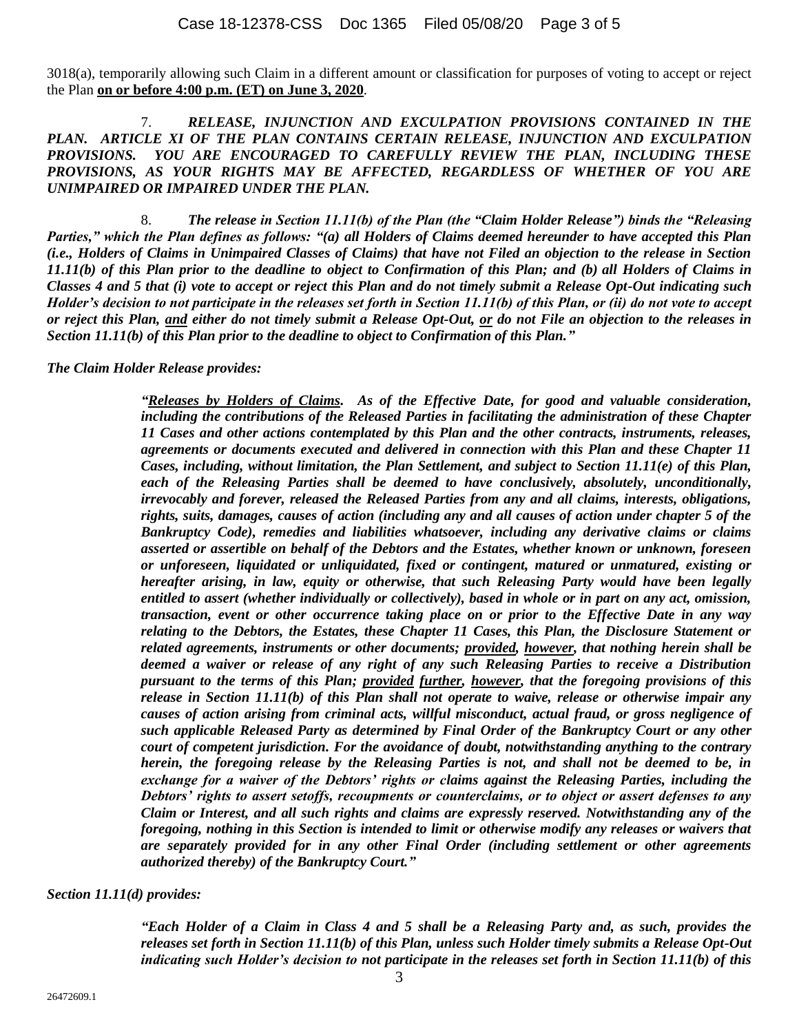3018(a), temporarily allowing such Claim in a different amount or classification for purposes of voting to accept or reject the Plan **on or before 4:00 p.m. (ET) on June 3, 2020**.

7. ***RELEASE, INJUNCTION AND EXCULPATION PROVISIONS CONTAINED IN THE PLAN. ARTICLE XI OF THE PLAN CONTAINS CERTAIN RELEASE, INJUNCTION AND EXCULPATION PROVISIONS. YOU ARE ENCOURAGED TO CAREFULLY REVIEW THE PLAN, INCLUDING THESE PROVISIONS, AS YOUR RIGHTS MAY BE AFFECTED, REGARDLESS OF WHETHER OF YOU ARE UNIMPAIRED OR IMPAIRED UNDER THE PLAN.***

8. ***The release in Section 11.11(b) of the Plan (the "Claim Holder Release") binds the "Releasing Parties," which the Plan defines as follows: "(a) all Holders of Claims deemed hereunder to have accepted this Plan (i.e., Holders of Claims in Unimpaired Classes of Claims) that have not Filed an objection to the release in Section 11.11(b) of this Plan prior to the deadline to object to Confirmation of this Plan; and (b) all Holders of Claims in Classes 4 and 5 that (i) vote to accept or reject this Plan and do not timely submit a Release Opt-Out indicating such Holder's decision to not participate in the releases set forth in Section 11.11(b) of this Plan, or (ii) do not vote to accept or reject this Plan, <u>and</u> either do not timely submit a Release Opt-Out, <u>or</u> do not File an objection to the releases in Section 11.11(b) of this Plan prior to the deadline to object to Confirmation of this Plan."***

***The Claim Holder Release provides:***

> ***"<u>Releases by Holders of Claims</u>. As of the Effective Date, for good and valuable consideration, including the contributions of the Released Parties in facilitating the administration of these Chapter 11 Cases and other actions contemplated by this Plan and the other contracts, instruments, releases, agreements or documents executed and delivered in connection with this Plan and these Chapter 11 Cases, including, without limitation, the Plan Settlement, and subject to Section 11.11(e) of this Plan, each of the Releasing Parties shall be deemed to have conclusively, absolutely, unconditionally, irrevocably and forever, released the Released Parties from any and all claims, interests, obligations, rights, suits, damages, causes of action (including any and all causes of action under chapter 5 of the Bankruptcy Code), remedies and liabilities whatsoever, including any derivative claims or claims asserted or assertible on behalf of the Debtors and the Estates, whether known or unknown, foreseen or unforeseen, liquidated or unliquidated, fixed or contingent, matured or unmatured, existing or hereafter arising, in law, equity or otherwise, that such Releasing Party would have been legally entitled to assert (whether individually or collectively), based in whole or in part on any act, omission, transaction, event or other occurrence taking place on or prior to the Effective Date in any way relating to the Debtors, the Estates, these Chapter 11 Cases, this Plan, the Disclosure Statement or related agreements, instruments or other documents; <u>provided</u>, <u>however</u>, that nothing herein shall be deemed a waiver or release of any right of any such Releasing Parties to receive a Distribution pursuant to the terms of this Plan; <u>provided</u> <u>further</u>, <u>however</u>, that the foregoing provisions of this release in Section 11.11(b) of this Plan shall not operate to waive, release or otherwise impair any causes of action arising from criminal acts, willful misconduct, actual fraud, or gross negligence of such applicable Released Party as determined by Final Order of the Bankruptcy Court or any other court of competent jurisdiction. For the avoidance of doubt, notwithstanding anything to the contrary herein, the foregoing release by the Releasing Parties is not, and shall not be deemed to be, in exchange for a waiver of the Debtors' rights or claims against the Releasing Parties, including the Debtors' rights to assert setoffs, recoupments or counterclaims, or to object or assert defenses to any Claim or Interest, and all such rights and claims are expressly reserved. Notwithstanding any of the foregoing, nothing in this Section is intended to limit or otherwise modify any releases or waivers that are separately provided for in any other Final Order (including settlement or other agreements authorized thereby) of the Bankruptcy Court."***

***Section 11.11(d) provides:***

> ***"Each Holder of a Claim in Class 4 and 5 shall be a Releasing Party and, as such, provides the releases set forth in Section 11.11(b) of this Plan, unless such Holder timely submits a Release Opt-Out indicating such Holder's decision to not participate in the releases set forth in Section 11.11(b) of this***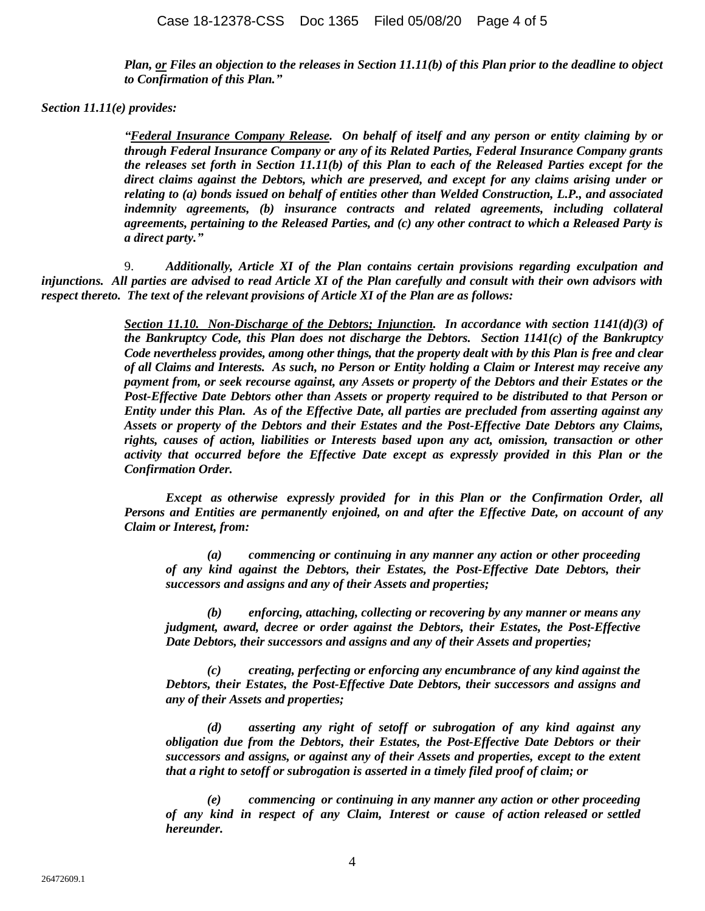***Plan, <u>or</u> Files an objection to the releases in Section 11.11(b) of this Plan prior to the deadline to object to Confirmation of this Plan."***

***Section 11.11(e) provides:***

> ***"<u>Federal Insurance Company Release</u>. On behalf of itself and any person or entity claiming by or through Federal Insurance Company or any of its Related Parties, Federal Insurance Company grants the releases set forth in Section 11.11(b) of this Plan to each of the Released Parties except for the direct claims against the Debtors, which are preserved, and except for any claims arising under or relating to (a) bonds issued on behalf of entities other than Welded Construction, L.P., and associated indemnity agreements, (b) insurance contracts and related agreements, including collateral agreements, pertaining to the Released Parties, and (c) any other contract to which a Released Party is a direct party."***

9. ***Additionally, Article XI of the Plan contains certain provisions regarding exculpation and injunctions. All parties are advised to read Article XI of the Plan carefully and consult with their own advisors with respect thereto. The text of the relevant provisions of Article XI of the Plan are as follows:***

> ***<u>Section 11.10. Non-Discharge of the Debtors; Injunction</u>. In accordance with section 1141(d)(3) of the Bankruptcy Code, this Plan does not discharge the Debtors. Section 1141(c) of the Bankruptcy Code nevertheless provides, among other things, that the property dealt with by this Plan is free and clear of all Claims and Interests. As such, no Person or Entity holding a Claim or Interest may receive any payment from, or seek recourse against, any Assets or property of the Debtors and their Estates or the Post-Effective Date Debtors other than Assets or property required to be distributed to that Person or Entity under this Plan. As of the Effective Date, all parties are precluded from asserting against any Assets or property of the Debtors and their Estates and the Post-Effective Date Debtors any Claims, rights, causes of action, liabilities or Interests based upon any act, omission, transaction or other activity that occurred before the Effective Date except as expressly provided in this Plan or the Confirmation Order.***
>
> ***Except as otherwise expressly provided for in this Plan or the Confirmation Order, all Persons and Entities are permanently enjoined, on and after the Effective Date, on account of any Claim or Interest, from:***
>
> ***(a) commencing or continuing in any manner any action or other proceeding of any kind against the Debtors, their Estates, the Post-Effective Date Debtors, their successors and assigns and any of their Assets and properties;***
>
> ***(b) enforcing, attaching, collecting or recovering by any manner or means any judgment, award, decree or order against the Debtors, their Estates, the Post-Effective Date Debtors, their successors and assigns and any of their Assets and properties;***
>
> ***(c) creating, perfecting or enforcing any encumbrance of any kind against the Debtors, their Estates, the Post-Effective Date Debtors, their successors and assigns and any of their Assets and properties;***
>
> ***(d) asserting any right of setoff or subrogation of any kind against any obligation due from the Debtors, their Estates, the Post-Effective Date Debtors or their successors and assigns, or against any of their Assets and properties, except to the extent that a right to setoff or subrogation is asserted in a timely filed proof of claim; or***
>
> ***(e) commencing or continuing in any manner any action or other proceeding of any kind in respect of any Claim, Interest or cause of action released or settled hereunder.***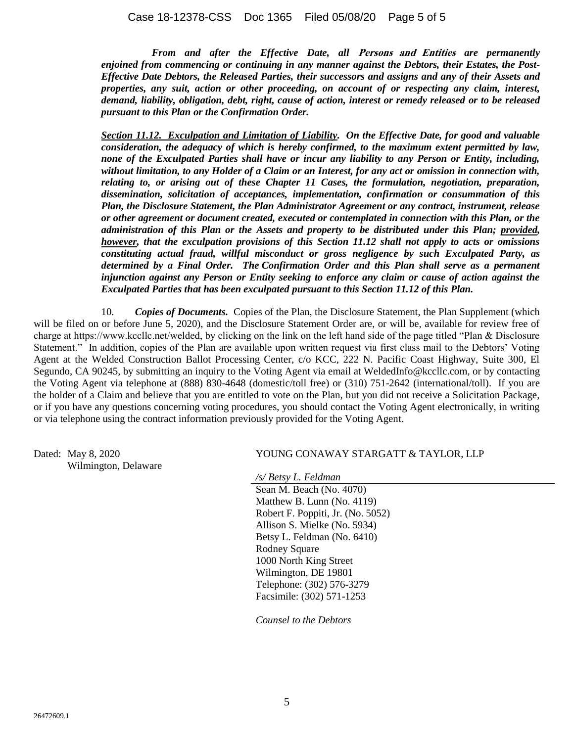***From and after the Effective Date, all Persons and Entities are permanently enjoined from commencing or continuing in any manner against the Debtors, their Estates, the Post-Effective Date Debtors, the Released Parties, their successors and assigns and any of their Assets and properties, any suit, action or other proceeding, on account of or respecting any claim, interest, demand, liability, obligation, debt, right, cause of action, interest or remedy released or to be released pursuant to this Plan or the Confirmation Order.***

***Section 11.12. Exculpation and Limitation of Liability. On the Effective Date, for good and valuable consideration, the adequacy of which is hereby confirmed, to the maximum extent permitted by law, none of the Exculpated Parties shall have or incur any liability to any Person or Entity, including, without limitation, to any Holder of a Claim or an Interest, for any act or omission in connection with, relating to, or arising out of these Chapter 11 Cases, the formulation, negotiation, preparation, dissemination, solicitation of acceptances, implementation, confirmation or consummation of this Plan, the Disclosure Statement, the Plan Administrator Agreement or any contract, instrument, release or other agreement or document created, executed or contemplated in connection with this Plan, or the administration of this Plan or the Assets and property to be distributed under this Plan; provided, however, that the exculpation provisions of this Section 11.12 shall not apply to acts or omissions constituting actual fraud, willful misconduct or gross negligence by such Exculpated Party, as determined by a Final Order. The Confirmation Order and this Plan shall serve as a permanent injunction against any Person or Entity seeking to enforce any claim or cause of action against the Exculpated Parties that has been exculpated pursuant to this Section 11.12 of this Plan.***

10. ***Copies of Documents.*** Copies of the Plan, the Disclosure Statement, the Plan Supplement (which will be filed on or before June 5, 2020), and the Disclosure Statement Order are, or will be, available for review free of charge at https://www.kccllc.net/welded, by clicking on the link on the left hand side of the page titled "Plan & Disclosure Statement." In addition, copies of the Plan are available upon written request via first class mail to the Debtors' Voting Agent at the Welded Construction Ballot Processing Center, c/o KCC, 222 N. Pacific Coast Highway, Suite 300, El Segundo, CA 90245, by submitting an inquiry to the Voting Agent via email at WeldedInfo@kccllc.com, or by contacting the Voting Agent via telephone at (888) 830-4648 (domestic/toll free) or (310) 751-2642 (international/toll). If you are the holder of a Claim and believe that you are entitled to vote on the Plan, but you did not receive a Solicitation Package, or if you have any questions concerning voting procedures, you should contact the Voting Agent electronically, in writing or via telephone using the contract information previously provided for the Voting Agent.

Dated: May 8, 2020
Wilmington, Delaware

YOUNG CONAWAY STARGATT & TAYLOR, LLP

*/s/ Betsy L. Feldman*
Sean M. Beach (No. 4070)
Matthew B. Lunn (No. 4119)
Robert F. Poppiti, Jr. (No. 5052)
Allison S. Mielke (No. 5934)
Betsy L. Feldman (No. 6410)
Rodney Square
1000 North King Street
Wilmington, DE 19801
Telephone: (302) 576-3279
Facsimile: (302) 571-1253

*Counsel to the Debtors*

26472609.1